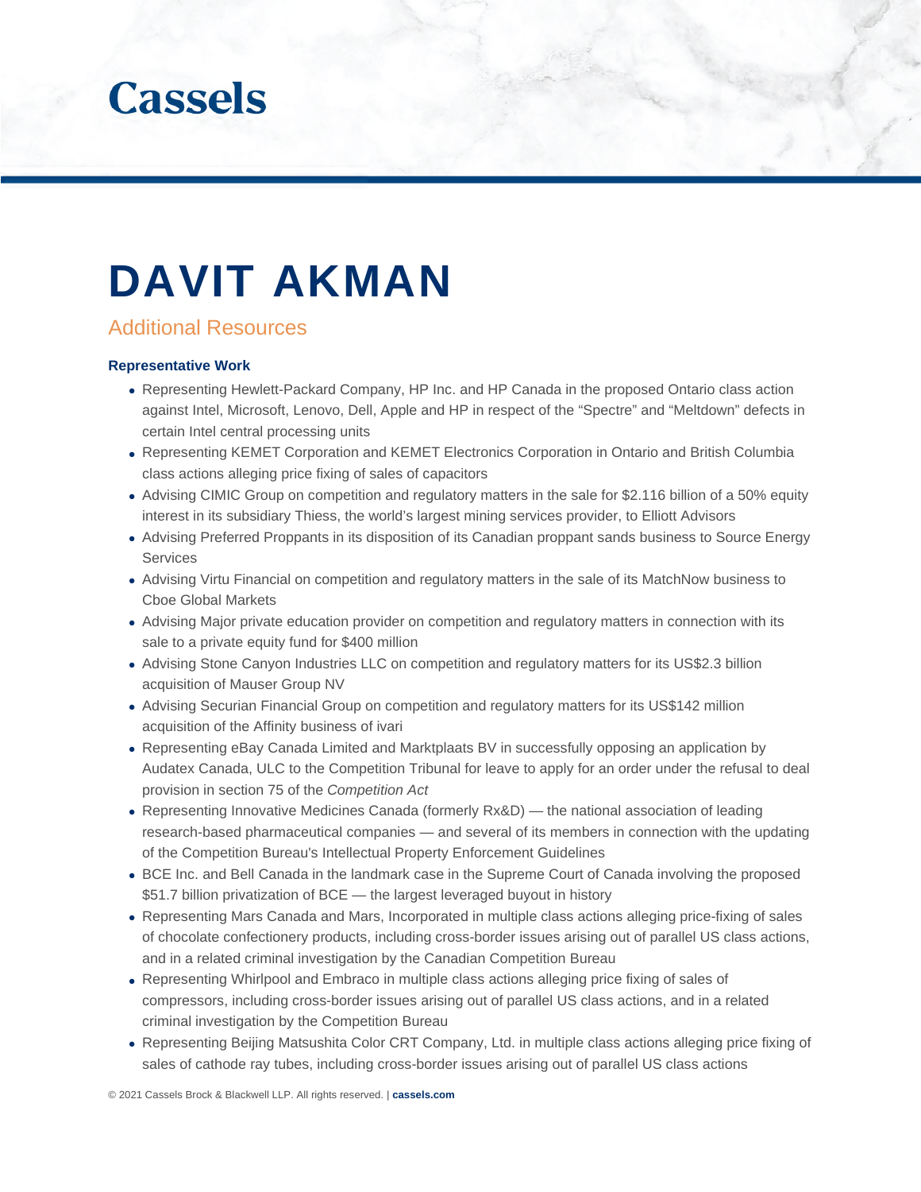Cassels

# DAVIT AKMAN

## Additional Resources

### Representative Work

- Representing Hewlett-Packard Company, HP Inc. and HP Canada in the proposed Ontario class action against Intel, Microsoft, Lenovo, Dell, Apple and HP in respect of the “Spectre” and “Meltdown” defects in certain Intel central processing units
- Representing KEMET Corporation and KEMET Electronics Corporation in Ontario and British Columbia class actions alleging price fixing of sales of capacitors
- Advising CIMIC Group on competition and regulatory matters in the sale for $2.116 billion of a 50% equity interest in its subsidiary Thiess, the world’s largest mining services provider, to Elliott Advisors
- Advising Preferred Proppants in its disposition of its Canadian proppant sands business to Source Energy Services
- Advising Virtu Financial on competition and regulatory matters in the sale of its MatchNow business to Cboe Global Markets
- Advising Major private education provider on competition and regulatory matters in connection with its sale to a private equity fund for $400 million
- Advising Stone Canyon Industries LLC on competition and regulatory matters for its US$2.3 billion acquisition of Mauser Group NV
- Advising Securian Financial Group on competition and regulatory matters for its US$142 million acquisition of the Affinity business of ivari
- Representing eBay Canada Limited and Marktplaats BV in successfully opposing an application by Audatex Canada, ULC to the Competition Tribunal for leave to apply for an order under the refusal to deal provision in section 75 of the *Competition Act*
- Representing Innovative Medicines Canada (formerly Rx&D) — the national association of leading research-based pharmaceutical companies — and several of its members in connection with the updating of the Competition Bureau's Intellectual Property Enforcement Guidelines
- BCE Inc. and Bell Canada in the landmark case in the Supreme Court of Canada involving the proposed $51.7 billion privatization of BCE — the largest leveraged buyout in history
- Representing Mars Canada and Mars, Incorporated in multiple class actions alleging price-fixing of sales of chocolate confectionery products, including cross-border issues arising out of parallel US class actions, and in a related criminal investigation by the Canadian Competition Bureau
- Representing Whirlpool and Embraco in multiple class actions alleging price fixing of sales of compressors, including cross-border issues arising out of parallel US class actions, and in a related criminal investigation by the Competition Bureau
- Representing Beijing Matsushita Color CRT Company, Ltd. in multiple class actions alleging price fixing of sales of cathode ray tubes, including cross-border issues arising out of parallel US class actions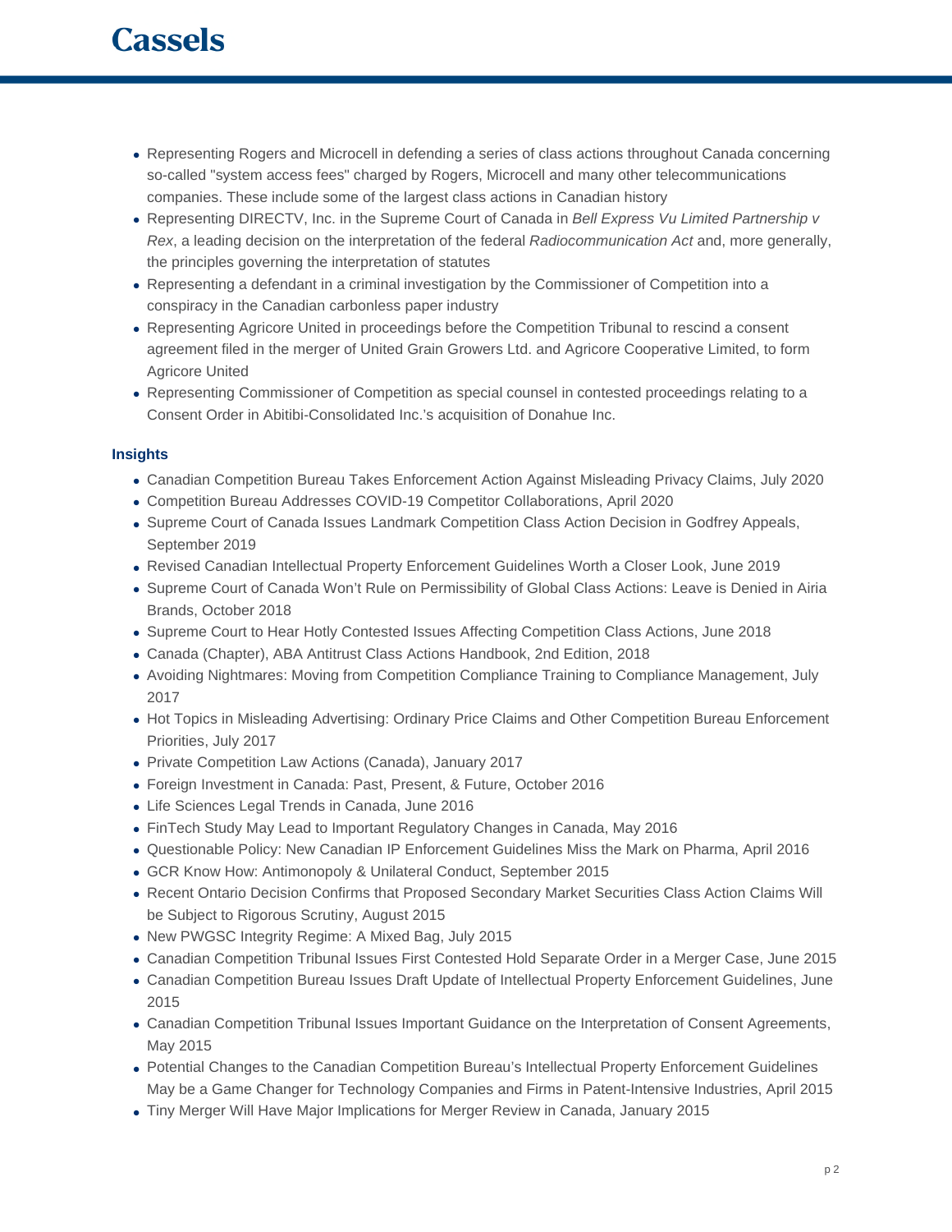- Representing Rogers and Microcell in defending a series of class actions throughout Canada concerning so-called "system access fees" charged by Rogers, Microcell and many other telecommunications companies. These include some of the largest class actions in Canadian history
- Representing DIRECTV, Inc. in the Supreme Court of Canada in *Bell Express Vu Limited Partnership v Rex*, a leading decision on the interpretation of the federal *Radiocommunication Act* and, more generally, the principles governing the interpretation of statutes
- Representing a defendant in a criminal investigation by the Commissioner of Competition into a conspiracy in the Canadian carbonless paper industry
- Representing Agricore United in proceedings before the Competition Tribunal to rescind a consent agreement filed in the merger of United Grain Growers Ltd. and Agricore Cooperative Limited, to form Agricore United
- Representing Commissioner of Competition as special counsel in contested proceedings relating to a Consent Order in Abitibi-Consolidated Inc.'s acquisition of Donahue Inc.

### Insights

- Canadian Competition Bureau Takes Enforcement Action Against Misleading Privacy Claims, July 2020
- Competition Bureau Addresses COVID-19 Competitor Collaborations, April 2020
- Supreme Court of Canada Issues Landmark Competition Class Action Decision in Godfrey Appeals, September 2019
- Revised Canadian Intellectual Property Enforcement Guidelines Worth a Closer Look, June 2019
- Supreme Court of Canada Won't Rule on Permissibility of Global Class Actions: Leave is Denied in Airia Brands, October 2018
- Supreme Court to Hear Hotly Contested Issues Affecting Competition Class Actions, June 2018
- Canada (Chapter), ABA Antitrust Class Actions Handbook, 2nd Edition, 2018
- Avoiding Nightmares: Moving from Competition Compliance Training to Compliance Management, July 2017
- Hot Topics in Misleading Advertising: Ordinary Price Claims and Other Competition Bureau Enforcement Priorities, July 2017
- Private Competition Law Actions (Canada), January 2017
- Foreign Investment in Canada: Past, Present, & Future, October 2016
- Life Sciences Legal Trends in Canada, June 2016
- FinTech Study May Lead to Important Regulatory Changes in Canada, May 2016
- Questionable Policy: New Canadian IP Enforcement Guidelines Miss the Mark on Pharma, April 2016
- GCR Know How: Antimonopoly & Unilateral Conduct, September 2015
- Recent Ontario Decision Confirms that Proposed Secondary Market Securities Class Action Claims Will be Subject to Rigorous Scrutiny, August 2015
- New PWGSC Integrity Regime: A Mixed Bag, July 2015
- Canadian Competition Tribunal Issues First Contested Hold Separate Order in a Merger Case, June 2015
- Canadian Competition Bureau Issues Draft Update of Intellectual Property Enforcement Guidelines, June 2015
- Canadian Competition Tribunal Issues Important Guidance on the Interpretation of Consent Agreements, May 2015
- Potential Changes to the Canadian Competition Bureau's Intellectual Property Enforcement Guidelines May be a Game Changer for Technology Companies and Firms in Patent-Intensive Industries, April 2015
- Tiny Merger Will Have Major Implications for Merger Review in Canada, January 2015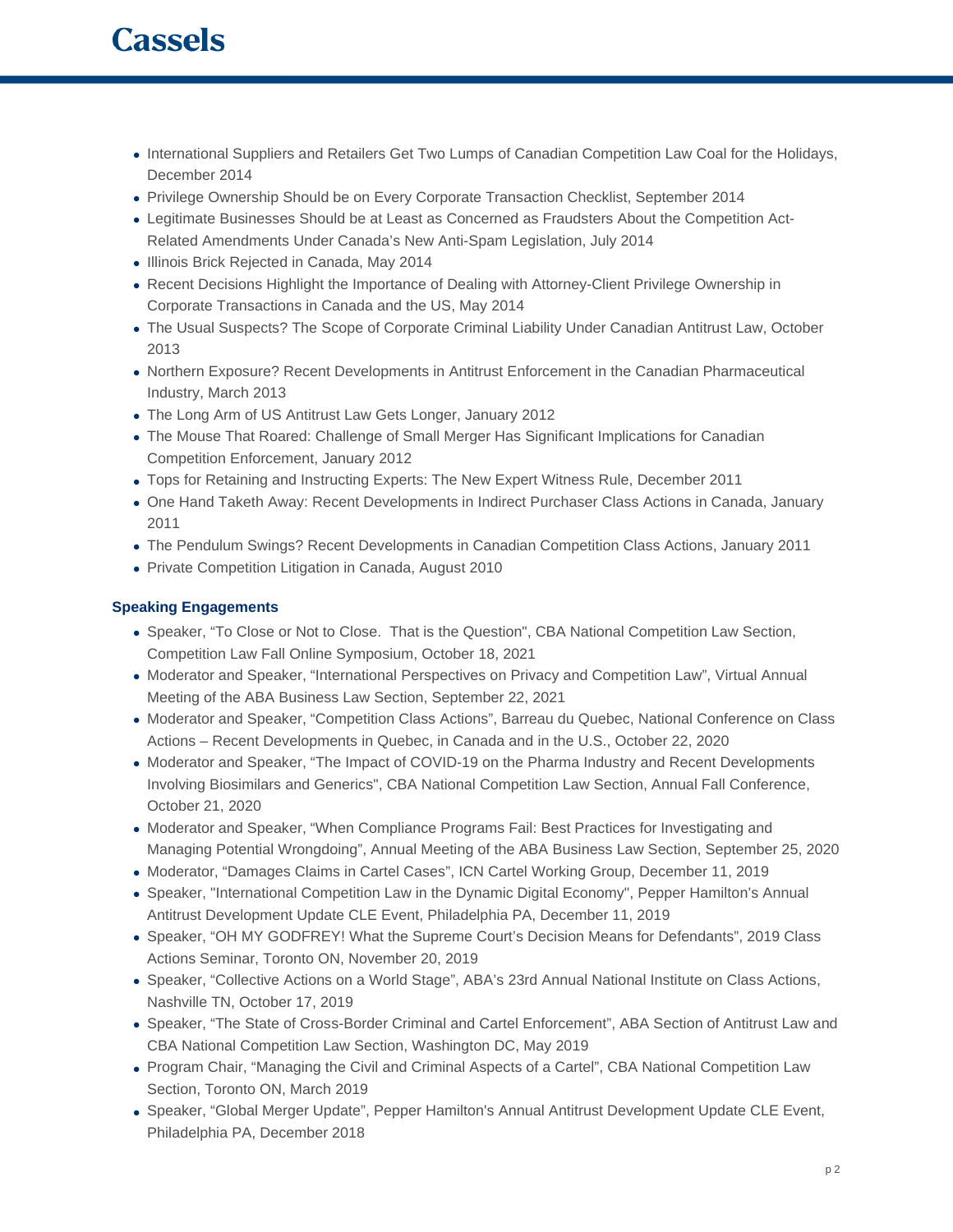- International Suppliers and Retailers Get Two Lumps of Canadian Competition Law Coal for the Holidays, December 2014
- Privilege Ownership Should be on Every Corporate Transaction Checklist, September 2014
- Legitimate Businesses Should be at Least as Concerned as Fraudsters About the Competition Act-Related Amendments Under Canada's New Anti-Spam Legislation, July 2014
- Illinois Brick Rejected in Canada, May 2014
- Recent Decisions Highlight the Importance of Dealing with Attorney-Client Privilege Ownership in Corporate Transactions in Canada and the US, May 2014
- The Usual Suspects? The Scope of Corporate Criminal Liability Under Canadian Antitrust Law, October 2013
- Northern Exposure? Recent Developments in Antitrust Enforcement in the Canadian Pharmaceutical Industry, March 2013
- The Long Arm of US Antitrust Law Gets Longer, January 2012
- The Mouse That Roared: Challenge of Small Merger Has Significant Implications for Canadian Competition Enforcement, January 2012
- Tops for Retaining and Instructing Experts: The New Expert Witness Rule, December 2011
- One Hand Taketh Away: Recent Developments in Indirect Purchaser Class Actions in Canada, January 2011
- The Pendulum Swings? Recent Developments in Canadian Competition Class Actions, January 2011
- Private Competition Litigation in Canada, August 2010

### Speaking Engagements

- Speaker, "To Close or Not to Close.  That is the Question", CBA National Competition Law Section, Competition Law Fall Online Symposium, October 18, 2021
- Moderator and Speaker, "International Perspectives on Privacy and Competition Law", Virtual Annual Meeting of the ABA Business Law Section, September 22, 2021
- Moderator and Speaker, "Competition Class Actions", Barreau du Quebec, National Conference on Class Actions – Recent Developments in Quebec, in Canada and in the U.S., October 22, 2020
- Moderator and Speaker, "The Impact of COVID-19 on the Pharma Industry and Recent Developments Involving Biosimilars and Generics", CBA National Competition Law Section, Annual Fall Conference, October 21, 2020
- Moderator and Speaker, "When Compliance Programs Fail: Best Practices for Investigating and Managing Potential Wrongdoing", Annual Meeting of the ABA Business Law Section, September 25, 2020
- Moderator, "Damages Claims in Cartel Cases", ICN Cartel Working Group, December 11, 2019
- Speaker, "International Competition Law in the Dynamic Digital Economy", Pepper Hamilton's Annual Antitrust Development Update CLE Event, Philadelphia PA, December 11, 2019
- Speaker, "OH MY GODFREY! What the Supreme Court's Decision Means for Defendants", 2019 Class Actions Seminar, Toronto ON, November 20, 2019
- Speaker, "Collective Actions on a World Stage", ABA's 23rd Annual National Institute on Class Actions, Nashville TN, October 17, 2019
- Speaker, "The State of Cross-Border Criminal and Cartel Enforcement", ABA Section of Antitrust Law and CBA National Competition Law Section, Washington DC, May 2019
- Program Chair, "Managing the Civil and Criminal Aspects of a Cartel", CBA National Competition Law Section, Toronto ON, March 2019
- Speaker, "Global Merger Update", Pepper Hamilton's Annual Antitrust Development Update CLE Event, Philadelphia PA, December 2018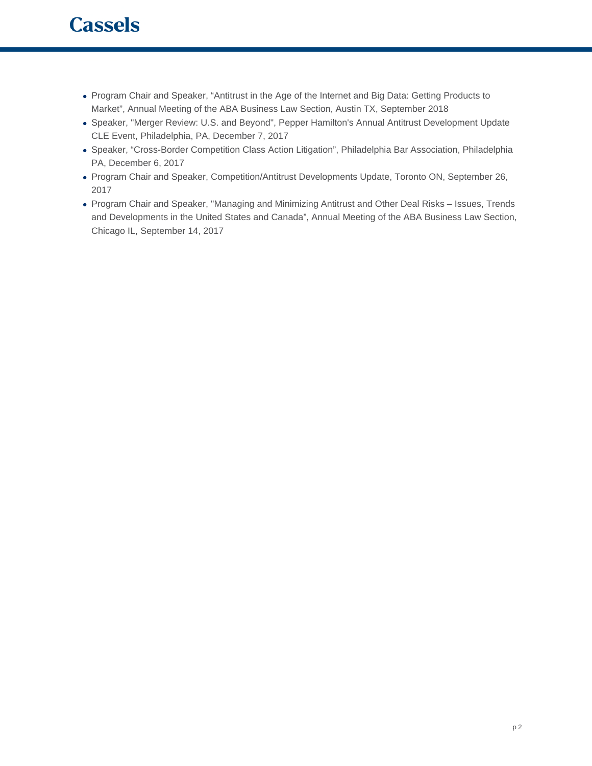- Program Chair and Speaker, “Antitrust in the Age of the Internet and Big Data: Getting Products to Market”, Annual Meeting of the ABA Business Law Section, Austin TX, September 2018
- Speaker, "Merger Review: U.S. and Beyond", Pepper Hamilton's Annual Antitrust Development Update CLE Event, Philadelphia, PA, December 7, 2017
- Speaker, “Cross-Border Competition Class Action Litigation”, Philadelphia Bar Association, Philadelphia PA, December 6, 2017
- Program Chair and Speaker, Competition/Antitrust Developments Update, Toronto ON, September 26, 2017
- Program Chair and Speaker, "Managing and Minimizing Antitrust and Other Deal Risks – Issues, Trends and Developments in the United States and Canada”, Annual Meeting of the ABA Business Law Section, Chicago IL, September 14, 2017